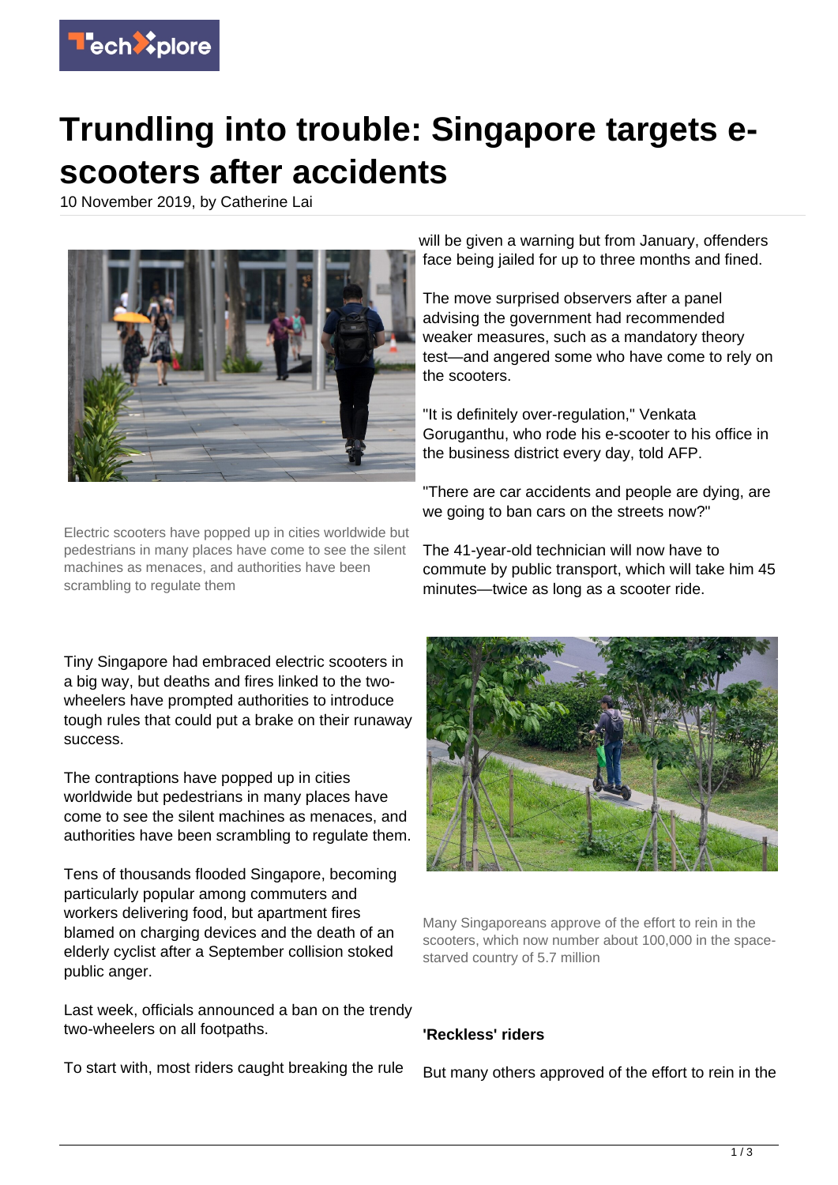# Trundling into trouble: Singapore targets e-scooters after accidents

10 November 2019, by Catherine Lai

Electric scooters have popped up in cities worldwide but pedestrians in many places have come to see the silent machines as menaces, and authorities have been scrambling to regulate them

Tiny Singapore had embraced electric scooters in a big way, but deaths and fires linked to the two-wheelers have prompted authorities to introduce tough rules that could put a brake on their runaway success.

The contraptions have popped up in cities worldwide but pedestrians in many places have come to see the silent machines as menaces, and authorities have been scrambling to regulate them.

Tens of thousands flooded Singapore, becoming particularly popular among commuters and workers delivering food, but apartment fires blamed on charging devices and the death of an elderly cyclist after a September collision stoked public anger.

Last week, officials announced a ban on the trendy two-wheelers on all footpaths.

To start with, most riders caught breaking the rule will be given a warning but from January, offenders face being jailed for up to three months and fined.

The move surprised observers after a panel advising the government had recommended weaker measures, such as a mandatory theory test—and angered some who have come to rely on the scooters.

"It is definitely over-regulation," Venkata Goruganthu, who rode his e-scooter to his office in the business district every day, told AFP.

"There are car accidents and people are dying, are we going to ban cars on the streets now?"

The 41-year-old technician will now have to commute by public transport, which will take him 45 minutes—twice as long as a scooter ride.

Many Singaporeans approve of the effort to rein in the scooters, which now number about 100,000 in the space-starved country of 5.7 million

## 'Reckless' riders

But many others approved of the effort to rein in the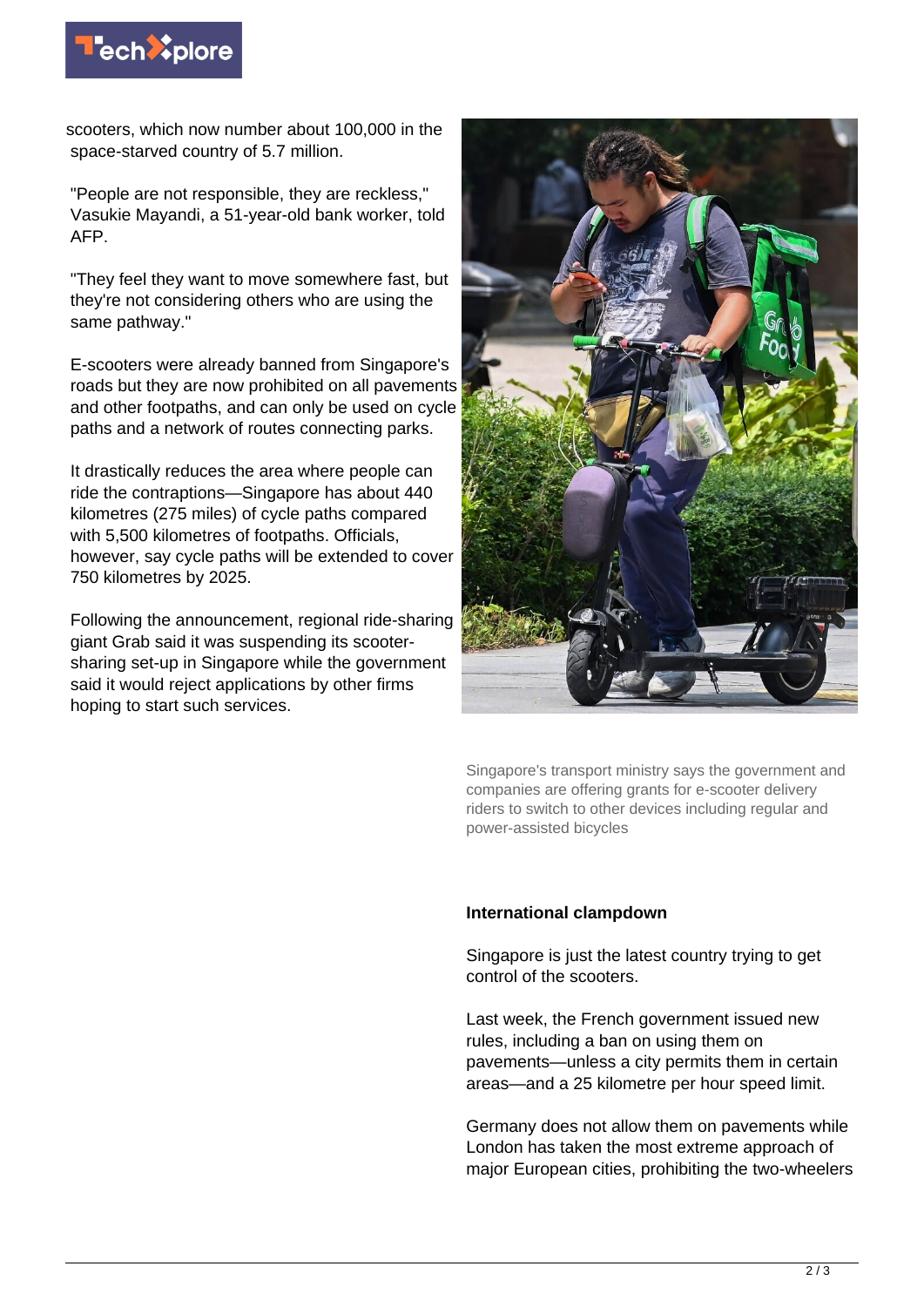scooters, which now number about 100,000 in the space-starved country of 5.7 million.

"People are not responsible, they are reckless," Vasukie Mayandi, a 51-year-old bank worker, told AFP.

"They feel they want to move somewhere fast, but they're not considering others who are using the same pathway."

E-scooters were already banned from Singapore's roads but they are now prohibited on all pavements and other footpaths, and can only be used on cycle paths and a network of routes connecting parks.

It drastically reduces the area where people can ride the contraptions—Singapore has about 440 kilometres (275 miles) of cycle paths compared with 5,500 kilometres of footpaths. Officials, however, say cycle paths will be extended to cover 750 kilometres by 2025.

Following the announcement, regional ride-sharing giant Grab said it was suspending its scooter-sharing set-up in Singapore while the government said it would reject applications by other firms hoping to start such services.

Singapore's transport ministry says the government and companies are offering grants for e-scooter delivery riders to switch to other devices including regular and power-assisted bicycles

**International clampdown**

Singapore is just the latest country trying to get control of the scooters.

Last week, the French government issued new rules, including a ban on using them on pavements—unless a city permits them in certain areas—and a 25 kilometre per hour speed limit.

Germany does not allow them on pavements while London has taken the most extreme approach of major European cities, prohibiting the two-wheelers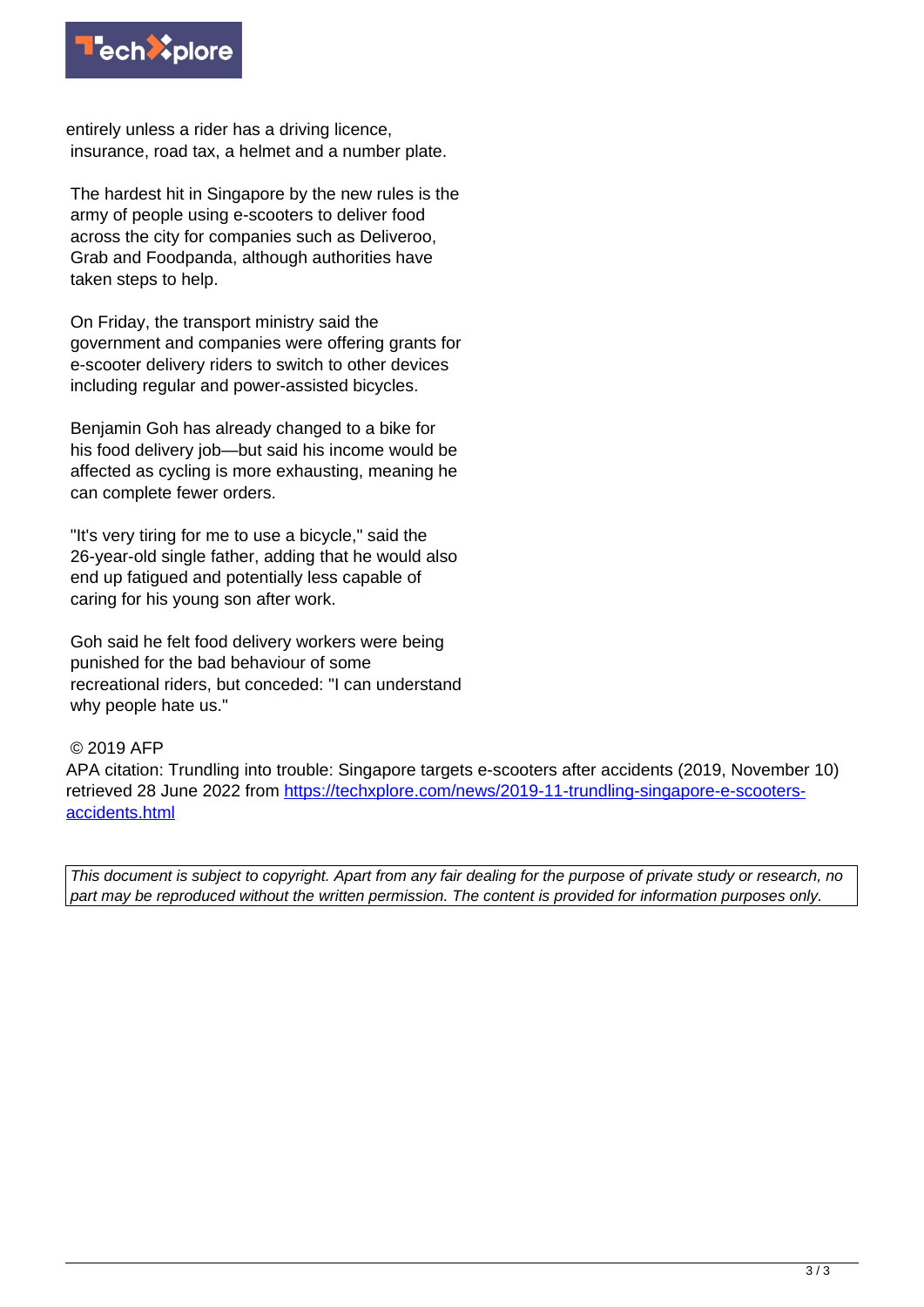entirely unless a rider has a driving licence, insurance, road tax, a helmet and a number plate.

The hardest hit in Singapore by the new rules is the army of people using e-scooters to deliver food across the city for companies such as Deliveroo, Grab and Foodpanda, although authorities have taken steps to help.

On Friday, the transport ministry said the government and companies were offering grants for e-scooter delivery riders to switch to other devices including regular and power-assisted bicycles.

Benjamin Goh has already changed to a bike for his food delivery job—but said his income would be affected as cycling is more exhausting, meaning he can complete fewer orders.

"It's very tiring for me to use a bicycle," said the 26-year-old single father, adding that he would also end up fatigued and potentially less capable of caring for his young son after work.

Goh said he felt food delivery workers were being punished for the bad behaviour of some recreational riders, but conceded: "I can understand why people hate us."

© 2019 AFP

APA citation: Trundling into trouble: Singapore targets e-scooters after accidents (2019, November 10) retrieved 28 June 2022 from https://techxplore.com/news/2019-11-trundling-singapore-e-scooters-accidents.html

*This document is subject to copyright. Apart from any fair dealing for the purpose of private study or research, no part may be reproduced without the written permission. The content is provided for information purposes only.*